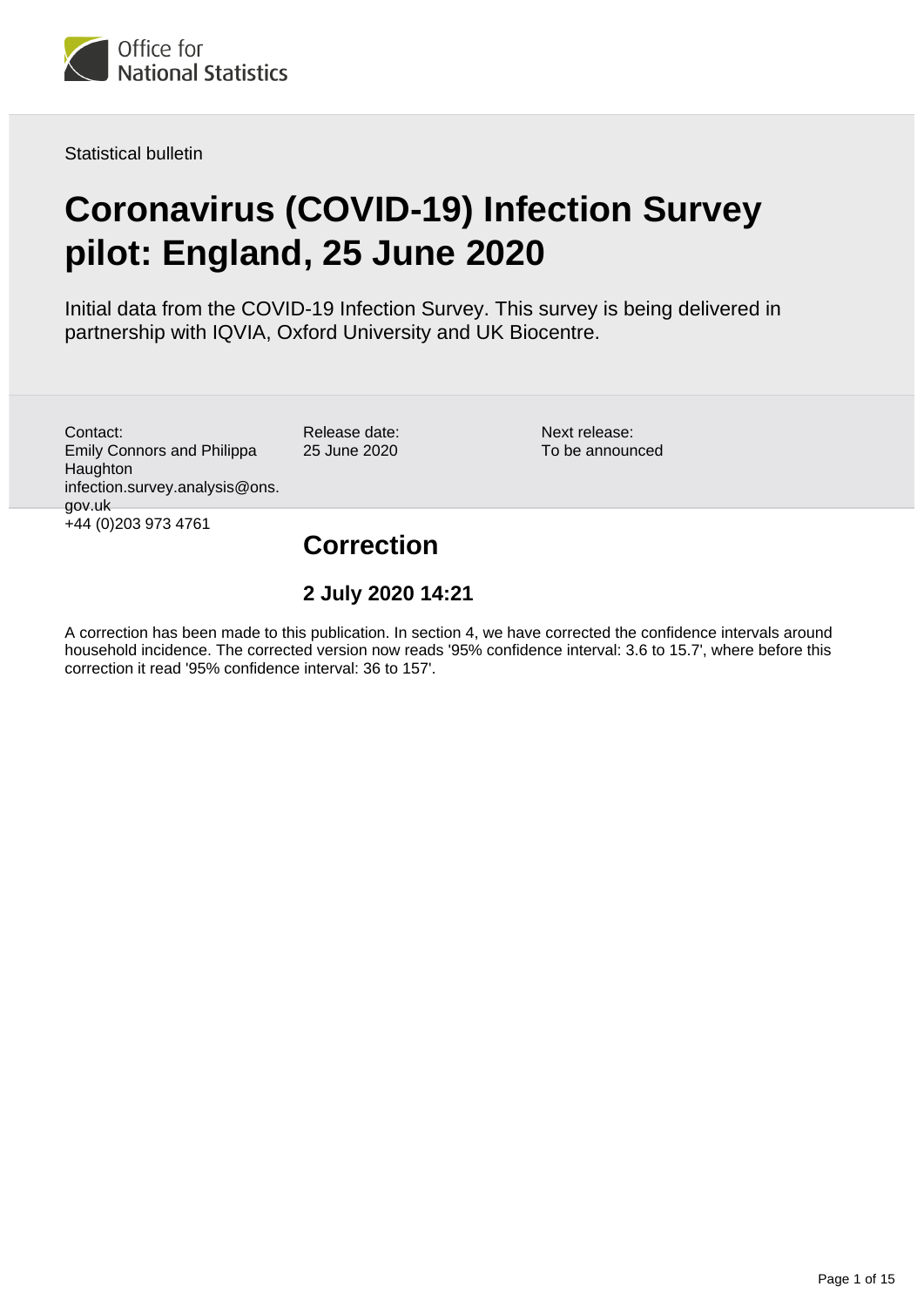Office for National Statistics

Statistical bulletin

# Coronavirus (COVID-19) Infection Survey pilot: England, 25 June 2020

Initial data from the COVID-19 Infection Survey. This survey is being delivered in partnership with IQVIA, Oxford University and UK Biocentre.

Contact:
Emily Connors and Philippa Haughton
infection.survey.analysis@ons.gov.uk
+44 (0)203 973 4761

Release date:
25 June 2020

Next release:
To be announced

## Correction

### 2 July 2020 14:21

A correction has been made to this publication. In section 4, we have corrected the confidence intervals around household incidence. The corrected version now reads '95% confidence interval: 3.6 to 15.7', where before this correction it read '95% confidence interval: 36 to 157'.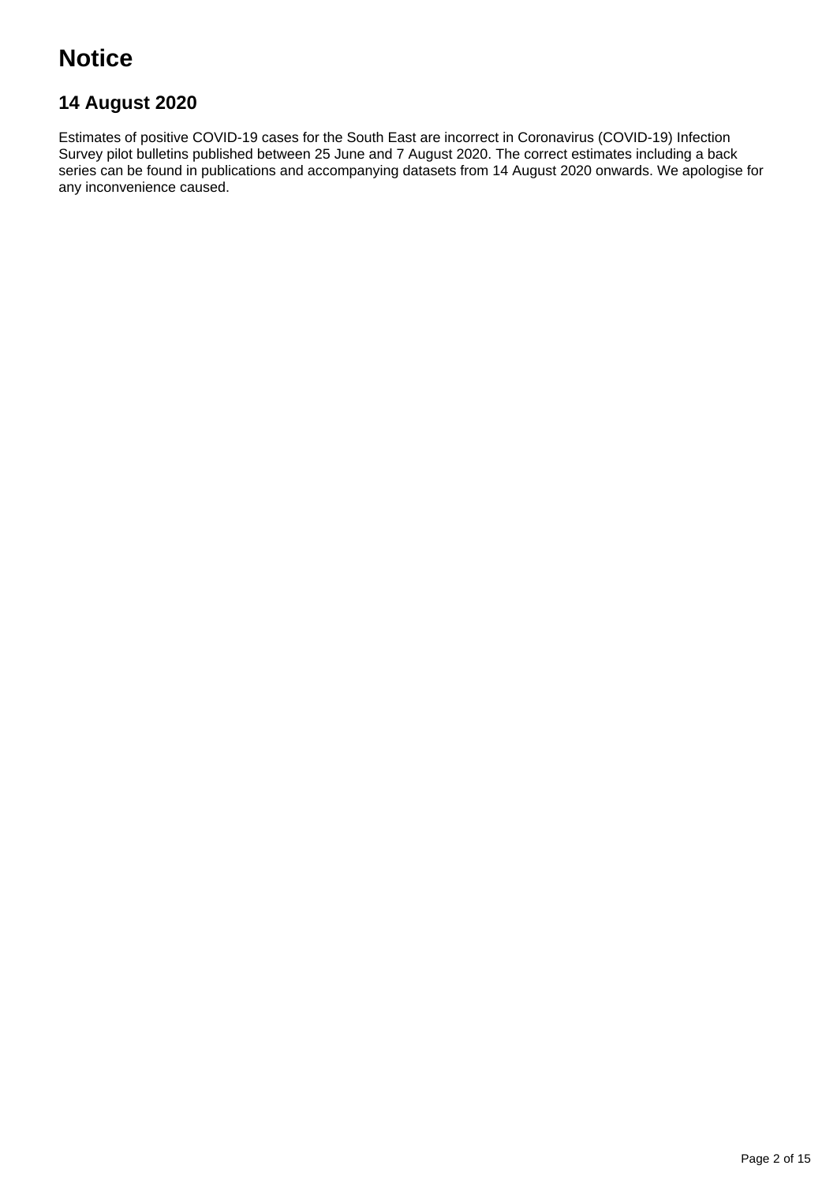# Notice

## 14 August 2020

Estimates of positive COVID-19 cases for the South East are incorrect in Coronavirus (COVID-19) Infection Survey pilot bulletins published between 25 June and 7 August 2020. The correct estimates including a back series can be found in publications and accompanying datasets from 14 August 2020 onwards. We apologise for any inconvenience caused.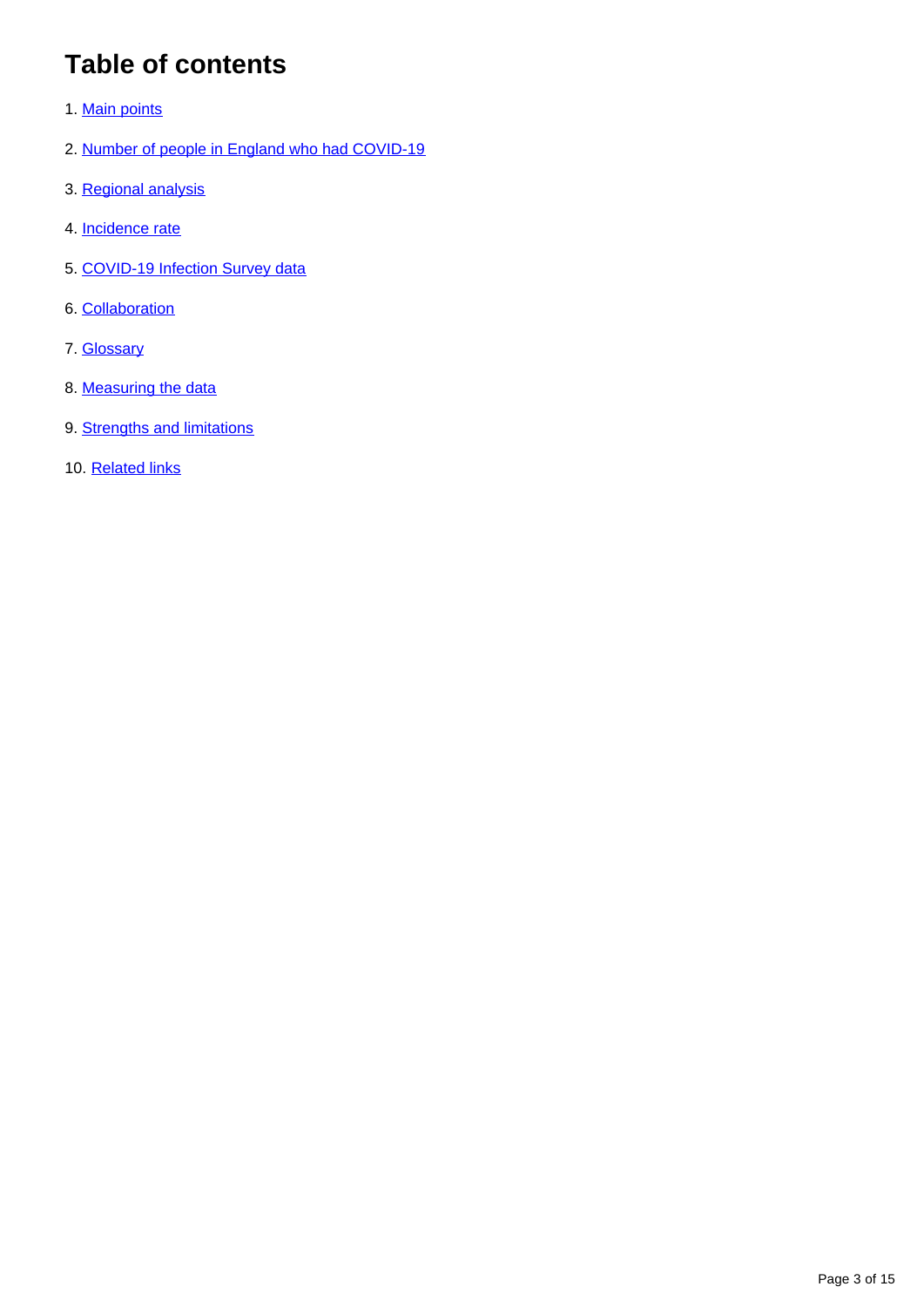# Table of contents

1. Main points
2. Number of people in England who had COVID-19
3. Regional analysis
4. Incidence rate
5. COVID-19 Infection Survey data
6. Collaboration
7. Glossary
8. Measuring the data
9. Strengths and limitations
10. Related links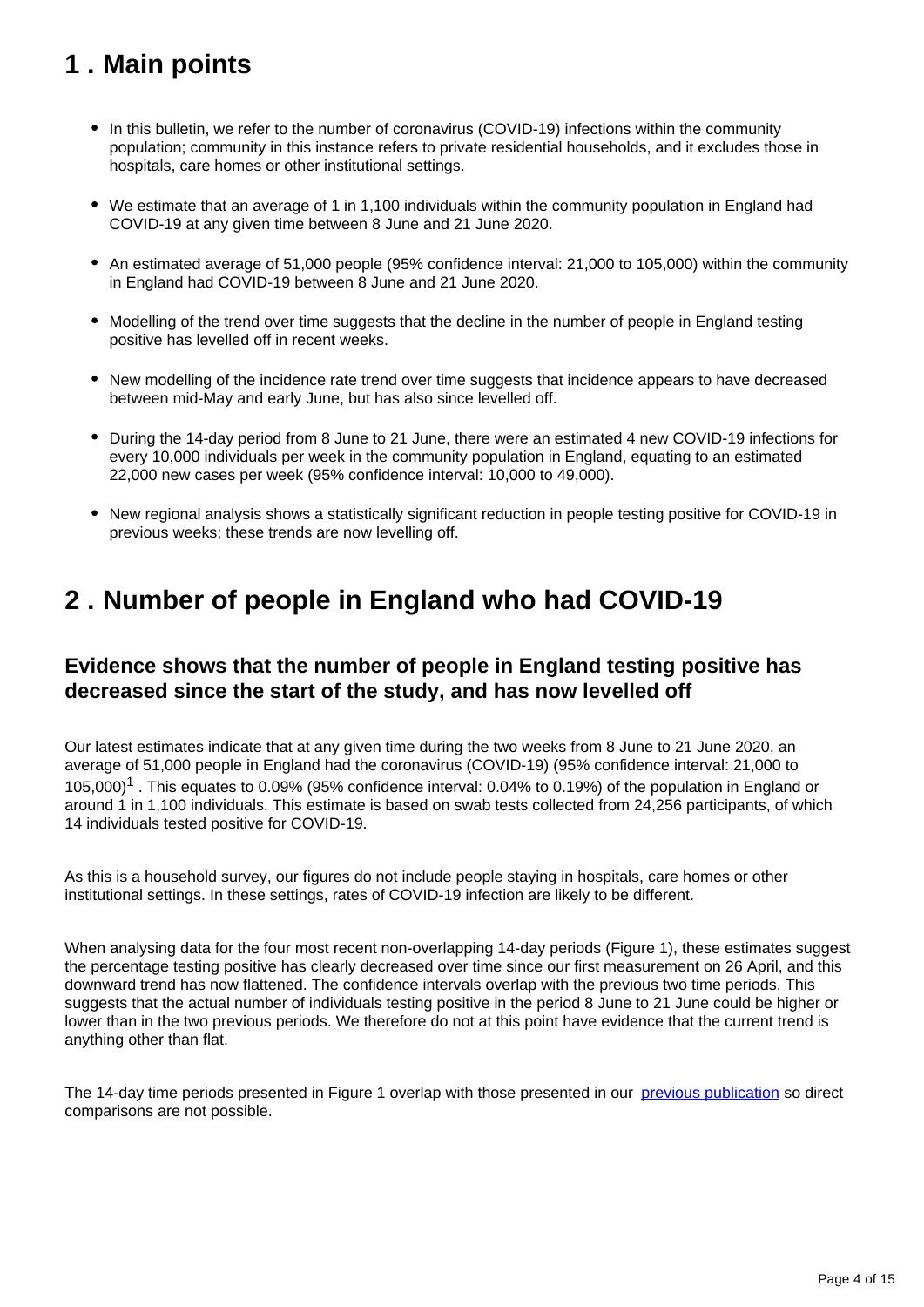# 1 . Main points

- In this bulletin, we refer to the number of coronavirus (COVID-19) infections within the community population; community in this instance refers to private residential households, and it excludes those in hospitals, care homes or other institutional settings.
- We estimate that an average of 1 in 1,100 individuals within the community population in England had COVID-19 at any given time between 8 June and 21 June 2020.
- An estimated average of 51,000 people (95% confidence interval: 21,000 to 105,000) within the community in England had COVID-19 between 8 June and 21 June 2020.
- Modelling of the trend over time suggests that the decline in the number of people in England testing positive has levelled off in recent weeks.
- New modelling of the incidence rate trend over time suggests that incidence appears to have decreased between mid-May and early June, but has also since levelled off.
- During the 14-day period from 8 June to 21 June, there were an estimated 4 new COVID-19 infections for every 10,000 individuals per week in the community population in England, equating to an estimated 22,000 new cases per week (95% confidence interval: 10,000 to 49,000).
- New regional analysis shows a statistically significant reduction in people testing positive for COVID-19 in previous weeks; these trends are now levelling off.

# 2 . Number of people in England who had COVID-19

### Evidence shows that the number of people in England testing positive has decreased since the start of the study, and has now levelled off

Our latest estimates indicate that at any given time during the two weeks from 8 June to 21 June 2020, an average of 51,000 people in England had the coronavirus (COVID-19) (95% confidence interval: 21,000 to 105,000)[1] . This equates to 0.09% (95% confidence interval: 0.04% to 0.19%) of the population in England or around 1 in 1,100 individuals. This estimate is based on swab tests collected from 24,256 participants, of which 14 individuals tested positive for COVID-19.

As this is a household survey, our figures do not include people staying in hospitals, care homes or other institutional settings. In these settings, rates of COVID-19 infection are likely to be different.

When analysing data for the four most recent non-overlapping 14-day periods (Figure 1), these estimates suggest the percentage testing positive has clearly decreased over time since our first measurement on 26 April, and this downward trend has now flattened. The confidence intervals overlap with the previous two time periods. This suggests that the actual number of individuals testing positive in the period 8 June to 21 June could be higher or lower than in the two previous periods. We therefore do not at this point have evidence that the current trend is anything other than flat.

The 14-day time periods presented in Figure 1 overlap with those presented in our previous publication so direct comparisons are not possible.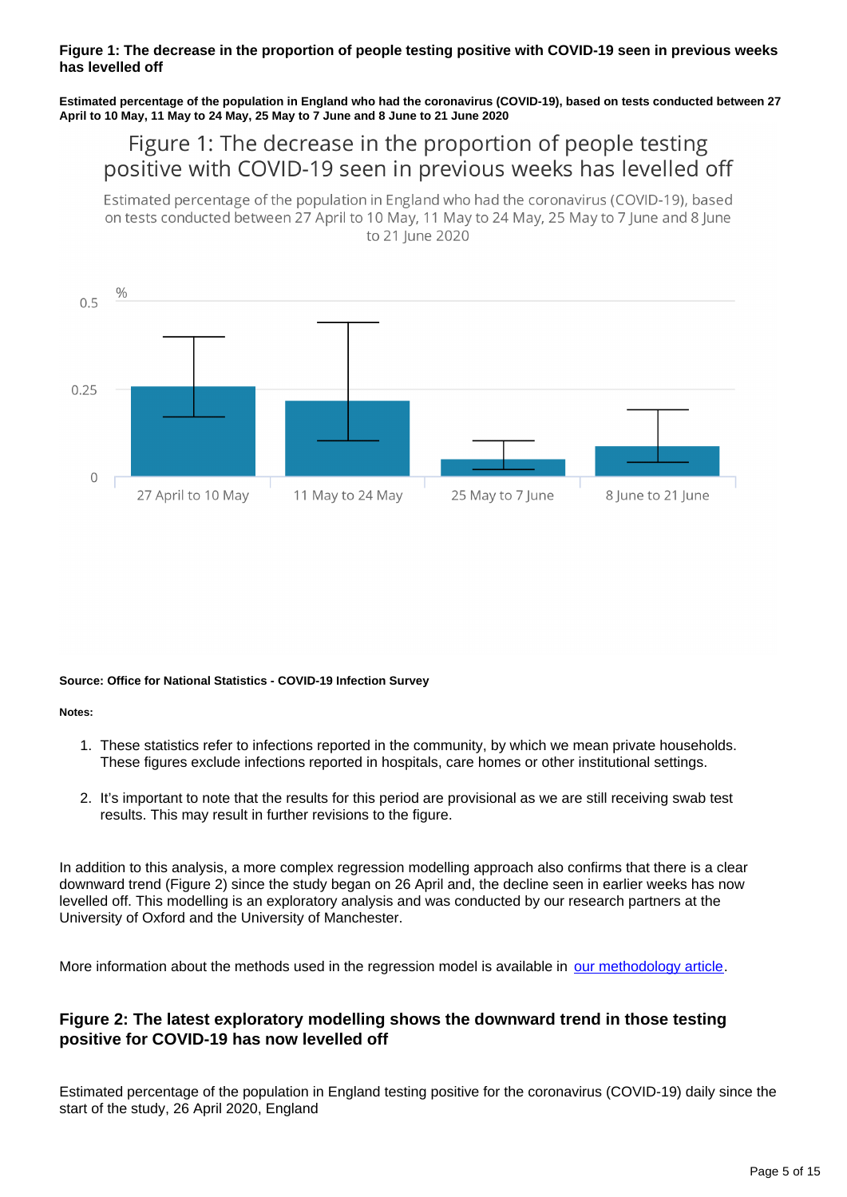**Figure 1: The decrease in the proportion of people testing positive with COVID-19 seen in previous weeks has levelled off**

**Estimated percentage of the population in England who had the coronavirus (COVID-19), based on tests conducted between 27 April to 10 May, 11 May to 24 May, 25 May to 7 June and 8 June to 21 June 2020**

Figure 1: The decrease in the proportion of people testing positive with COVID-19 seen in previous weeks has levelled off

Estimated percentage of the population in England who had the coronavirus (COVID-19), based on tests conducted between 27 April to 10 May, 11 May to 24 May, 25 May to 7 June and 8 June to 21 June 2020

%

0.5

0.25

0

27 April to 10 May | 11 May to 24 May | 25 May to 7 June | 8 June to 21 June

**Source: Office for National Statistics - COVID-19 Infection Survey**

**Notes:**

1. These statistics refer to infections reported in the community, by which we mean private households. These figures exclude infections reported in hospitals, care homes or other institutional settings.

2. It's important to note that the results for this period are provisional as we are still receiving swab test results. This may result in further revisions to the figure.

In addition to this analysis, a more complex regression modelling approach also confirms that there is a clear downward trend (Figure 2) since the study began on 26 April and, the decline seen in earlier weeks has now levelled off. This modelling is an exploratory analysis and was conducted by our research partners at the University of Oxford and the University of Manchester.

More information about the methods used in the regression model is available in [our methodology article](#).

### Figure 2: The latest exploratory modelling shows the downward trend in those testing positive for COVID-19 has now levelled off

Estimated percentage of the population in England testing positive for the coronavirus (COVID-19) daily since the start of the study, 26 April 2020, England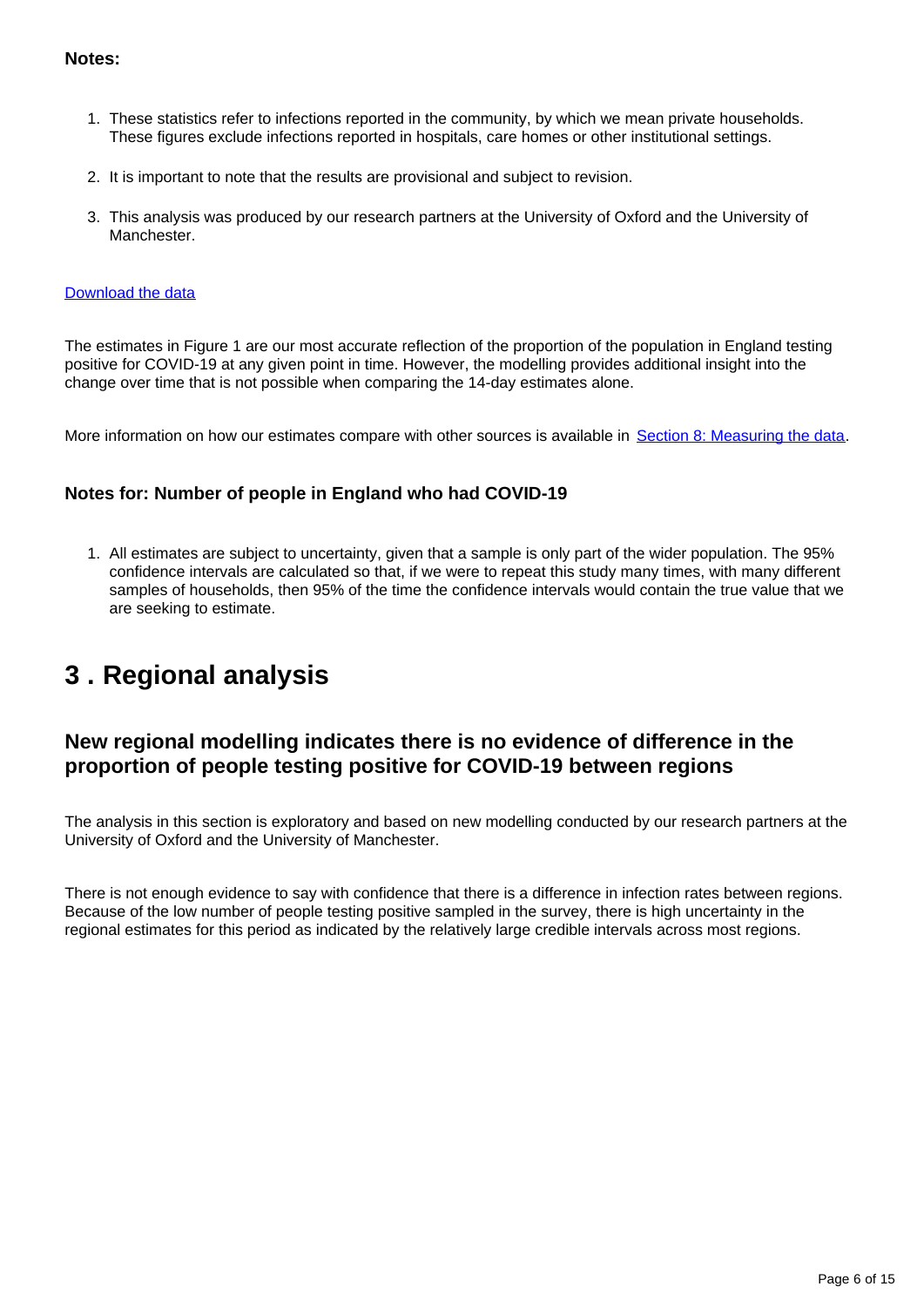**Notes:**

1. These statistics refer to infections reported in the community, by which we mean private households. These figures exclude infections reported in hospitals, care homes or other institutional settings.
2. It is important to note that the results are provisional and subject to revision.
3. This analysis was produced by our research partners at the University of Oxford and the University of Manchester.

Download the data

The estimates in Figure 1 are our most accurate reflection of the proportion of the population in England testing positive for COVID-19 at any given point in time. However, the modelling provides additional insight into the change over time that is not possible when comparing the 14-day estimates alone.

More information on how our estimates compare with other sources is available in Section 8: Measuring the data.

### Notes for: Number of people in England who had COVID-19

1. All estimates are subject to uncertainty, given that a sample is only part of the wider population. The 95% confidence intervals are calculated so that, if we were to repeat this study many times, with many different samples of households, then 95% of the time the confidence intervals would contain the true value that we are seeking to estimate.

# 3 . Regional analysis

## New regional modelling indicates there is no evidence of difference in the proportion of people testing positive for COVID-19 between regions

The analysis in this section is exploratory and based on new modelling conducted by our research partners at the University of Oxford and the University of Manchester.

There is not enough evidence to say with confidence that there is a difference in infection rates between regions. Because of the low number of people testing positive sampled in the survey, there is high uncertainty in the regional estimates for this period as indicated by the relatively large credible intervals across most regions.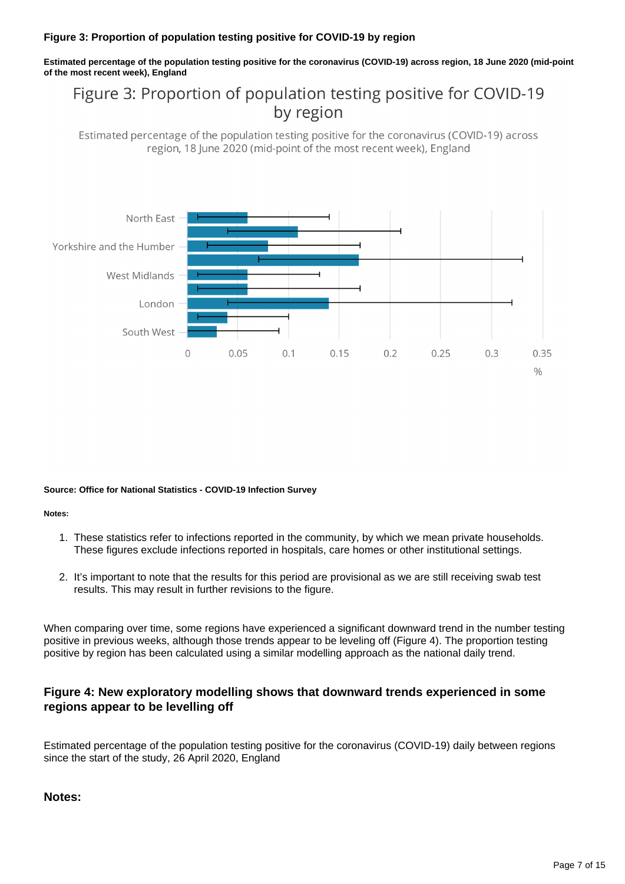**Figure 3: Proportion of population testing positive for COVID-19 by region**

**Estimated percentage of the population testing positive for the coronavirus (COVID-19) across region, 18 June 2020 (mid-point of the most recent week), England**

Figure 3: Proportion of population testing positive for COVID-19 by region

Estimated percentage of the population testing positive for the coronavirus (COVID-19) across region, 18 June 2020 (mid-point of the most recent week), England

North East

Yorkshire and the Humber

West Midlands

London

South West

0 0.05 0.1 0.15 0.2 0.25 0.3 0.35

%

**Source: Office for National Statistics - COVID-19 Infection Survey**

**Notes:**

1. These statistics refer to infections reported in the community, by which we mean private households. These figures exclude infections reported in hospitals, care homes or other institutional settings.

2. It's important to note that the results for this period are provisional as we are still receiving swab test results. This may result in further revisions to the figure.

When comparing over time, some regions have experienced a significant downward trend in the number testing positive in previous weeks, although those trends appear to be leveling off (Figure 4). The proportion testing positive by region has been calculated using a similar modelling approach as the national daily trend.

### Figure 4: New exploratory modelling shows that downward trends experienced in some regions appear to be levelling off

Estimated percentage of the population testing positive for the coronavirus (COVID-19) daily between regions since the start of the study, 26 April 2020, England

**Notes:**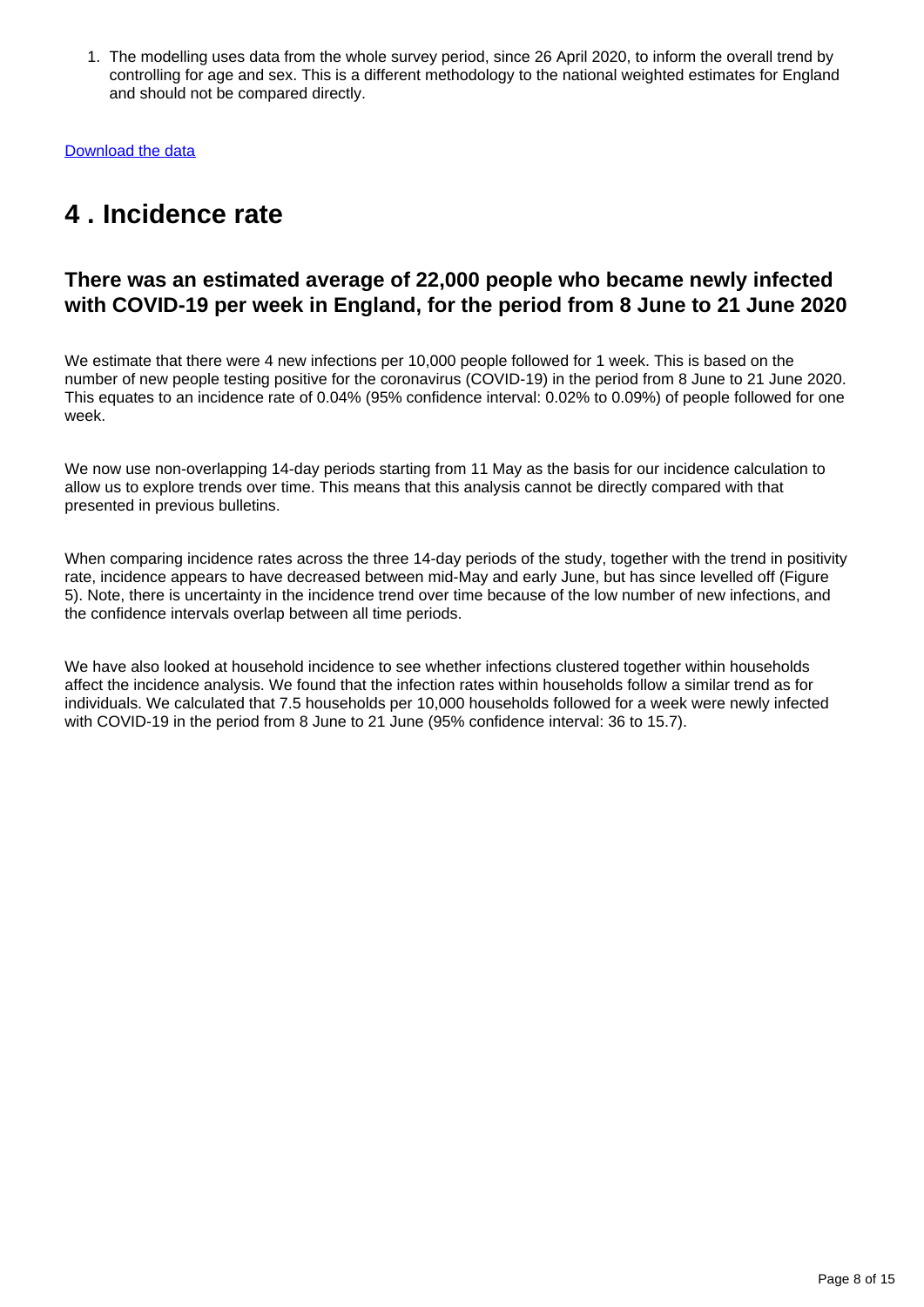1. The modelling uses data from the whole survey period, since 26 April 2020, to inform the overall trend by controlling for age and sex. This is a different methodology to the national weighted estimates for England and should not be compared directly.

[Download the data]

## 4 . Incidence rate

### There was an estimated average of 22,000 people who became newly infected with COVID-19 per week in England, for the period from 8 June to 21 June 2020

We estimate that there were 4 new infections per 10,000 people followed for 1 week. This is based on the number of new people testing positive for the coronavirus (COVID-19) in the period from 8 June to 21 June 2020. This equates to an incidence rate of 0.04% (95% confidence interval: 0.02% to 0.09%) of people followed for one week.

We now use non-overlapping 14-day periods starting from 11 May as the basis for our incidence calculation to allow us to explore trends over time. This means that this analysis cannot be directly compared with that presented in previous bulletins.

When comparing incidence rates across the three 14-day periods of the study, together with the trend in positivity rate, incidence appears to have decreased between mid-May and early June, but has since levelled off (Figure 5). Note, there is uncertainty in the incidence trend over time because of the low number of new infections, and the confidence intervals overlap between all time periods.

We have also looked at household incidence to see whether infections clustered together within households affect the incidence analysis. We found that the infection rates within households follow a similar trend as for individuals. We calculated that 7.5 households per 10,000 households followed for a week were newly infected with COVID-19 in the period from 8 June to 21 June (95% confidence interval: 36 to 15.7).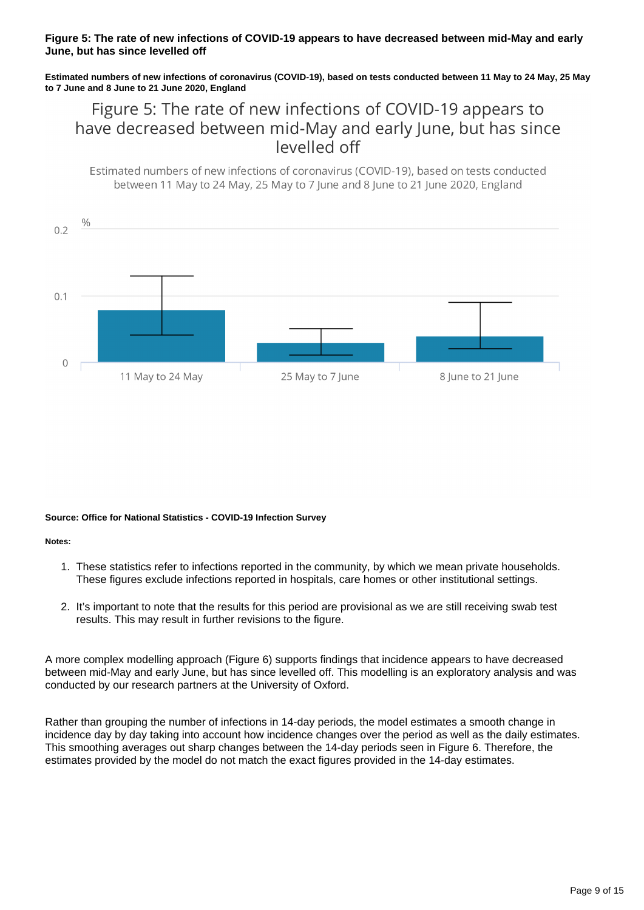**Figure 5: The rate of new infections of COVID-19 appears to have decreased between mid-May and early June, but has since levelled off**

**Estimated numbers of new infections of coronavirus (COVID-19), based on tests conducted between 11 May to 24 May, 25 May to 7 June and 8 June to 21 June 2020, England**

Figure 5: The rate of new infections of COVID-19 appears to have decreased between mid-May and early June, but has since levelled off

Estimated numbers of new infections of coronavirus (COVID-19), based on tests conducted between 11 May to 24 May, 25 May to 7 June and 8 June to 21 June 2020, England

%

0.2

0.1

0

11 May to 24 May | 25 May to 7 June | 8 June to 21 June

**Source: Office for National Statistics - COVID-19 Infection Survey**

**Notes:**

1. These statistics refer to infections reported in the community, by which we mean private households. These figures exclude infections reported in hospitals, care homes or other institutional settings.
2. It's important to note that the results for this period are provisional as we are still receiving swab test results. This may result in further revisions to the figure.

A more complex modelling approach (Figure 6) supports findings that incidence appears to have decreased between mid-May and early June, but has since levelled off. This modelling is an exploratory analysis and was conducted by our research partners at the University of Oxford.

Rather than grouping the number of infections in 14-day periods, the model estimates a smooth change in incidence day by day taking into account how incidence changes over the period as well as the daily estimates. This smoothing averages out sharp changes between the 14-day periods seen in Figure 6. Therefore, the estimates provided by the model do not match the exact figures provided in the 14-day estimates.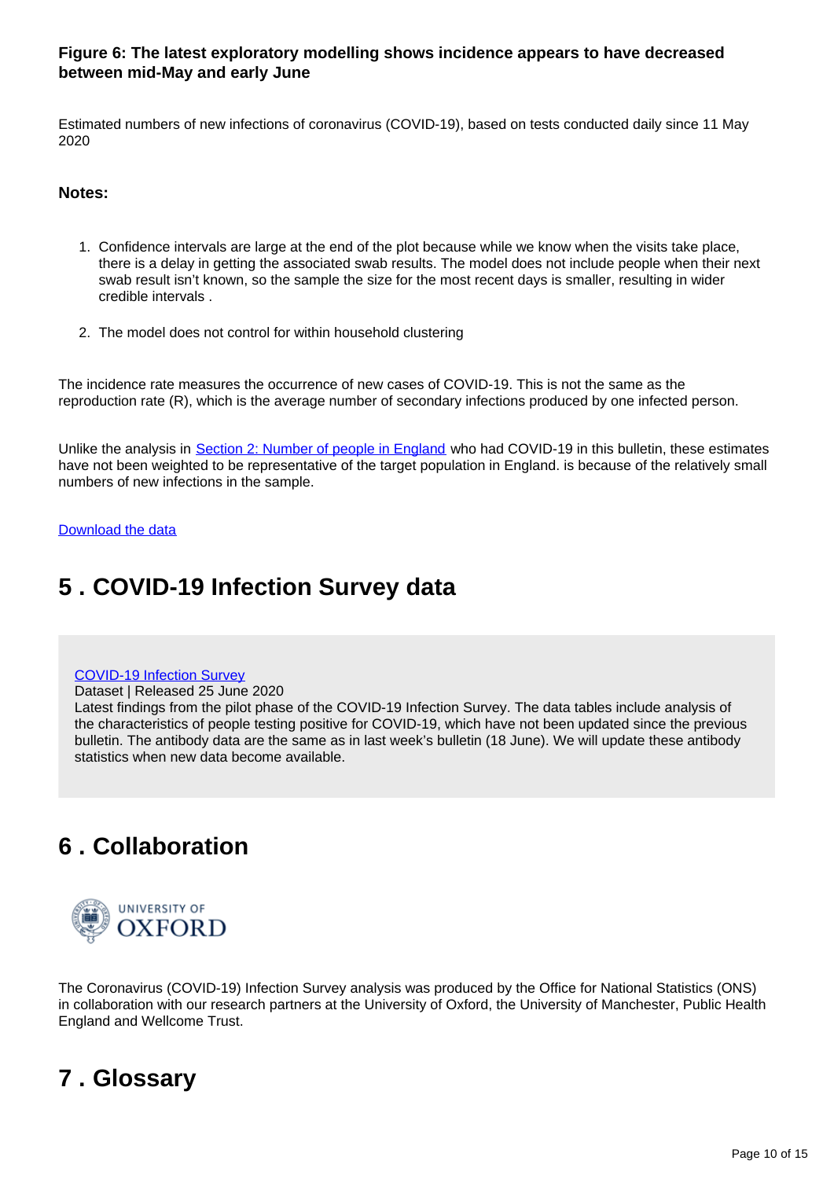### Figure 6: The latest exploratory modelling shows incidence appears to have decreased between mid-May and early June

Estimated numbers of new infections of coronavirus (COVID-19), based on tests conducted daily since 11 May 2020

**Notes:**

1. Confidence intervals are large at the end of the plot because while we know when the visits take place, there is a delay in getting the associated swab results. The model does not include people when their next swab result isn't known, so the sample the size for the most recent days is smaller, resulting in wider credible intervals .
2. The model does not control for within household clustering

The incidence rate measures the occurrence of new cases of COVID-19. This is not the same as the reproduction rate (R), which is the average number of secondary infections produced by one infected person.

Unlike the analysis in Section 2: Number of people in England who had COVID-19 in this bulletin, these estimates have not been weighted to be representative of the target population in England. is because of the relatively small numbers of new infections in the sample.

Download the data

## 5 . COVID-19 Infection Survey data

COVID-19 Infection Survey
Dataset | Released 25 June 2020
Latest findings from the pilot phase of the COVID-19 Infection Survey. The data tables include analysis of the characteristics of people testing positive for COVID-19, which have not been updated since the previous bulletin. The antibody data are the same as in last week's bulletin (18 June). We will update these antibody statistics when new data become available.

## 6 . Collaboration

UNIVERSITY OF OXFORD

The Coronavirus (COVID-19) Infection Survey analysis was produced by the Office for National Statistics (ONS) in collaboration with our research partners at the University of Oxford, the University of Manchester, Public Health England and Wellcome Trust.

## 7 . Glossary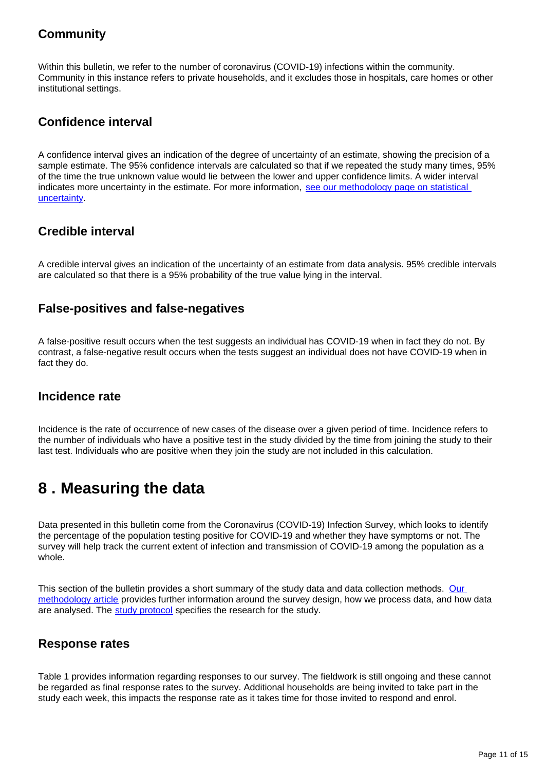### Community

Within this bulletin, we refer to the number of coronavirus (COVID-19) infections within the community. Community in this instance refers to private households, and it excludes those in hospitals, care homes or other institutional settings.

### Confidence interval

A confidence interval gives an indication of the degree of uncertainty of an estimate, showing the precision of a sample estimate. The 95% confidence intervals are calculated so that if we repeated the study many times, 95% of the time the true unknown value would lie between the lower and upper confidence limits. A wider interval indicates more uncertainty in the estimate. For more information, see our methodology page on statistical uncertainty.

### Credible interval

A credible interval gives an indication of the uncertainty of an estimate from data analysis. 95% credible intervals are calculated so that there is a 95% probability of the true value lying in the interval.

### False-positives and false-negatives

A false-positive result occurs when the test suggests an individual has COVID-19 when in fact they do not. By contrast, a false-negative result occurs when the tests suggest an individual does not have COVID-19 when in fact they do.

### Incidence rate

Incidence is the rate of occurrence of new cases of the disease over a given period of time. Incidence refers to the number of individuals who have a positive test in the study divided by the time from joining the study to their last test. Individuals who are positive when they join the study are not included in this calculation.

## 8 . Measuring the data

Data presented in this bulletin come from the Coronavirus (COVID-19) Infection Survey, which looks to identify the percentage of the population testing positive for COVID-19 and whether they have symptoms or not. The survey will help track the current extent of infection and transmission of COVID-19 among the population as a whole.

This section of the bulletin provides a short summary of the study data and data collection methods. Our methodology article provides further information around the survey design, how we process data, and how data are analysed. The study protocol specifies the research for the study.

### Response rates

Table 1 provides information regarding responses to our survey. The fieldwork is still ongoing and these cannot be regarded as final response rates to the survey. Additional households are being invited to take part in the study each week, this impacts the response rate as it takes time for those invited to respond and enrol.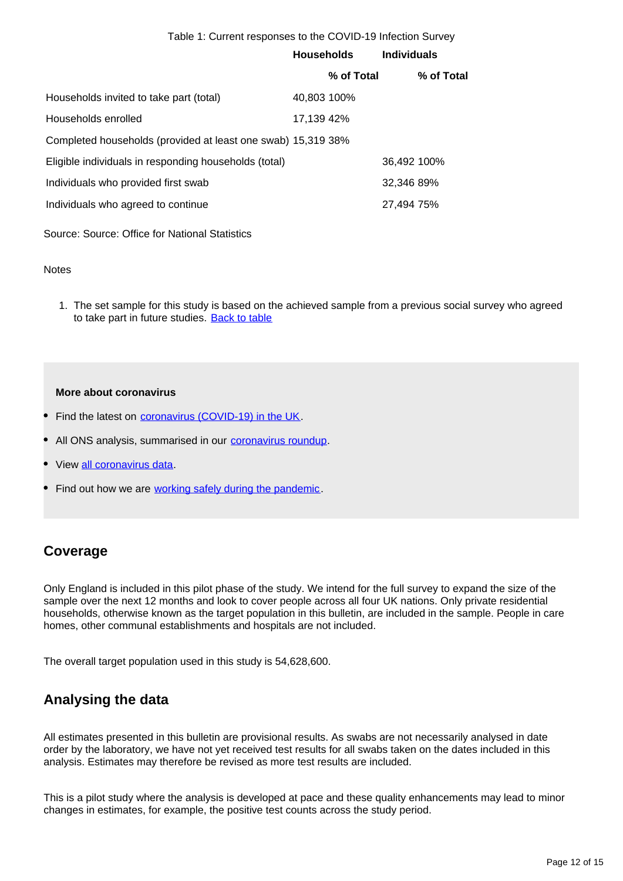Table 1: Current responses to the COVID-19 Infection Survey

| | Households | | Individuals | |
|---|---|---|---|---|
| | | % of Total | | % of Total |
| Households invited to take part (total) | 40,803 | 100% | | |
| Households enrolled | 17,139 | 42% | | |
| Completed households (provided at least one swab) | 15,319 | 38% | | |
| Eligible individuals in responding households (total) | | | 36,492 | 100% |
| Individuals who provided first swab | | | 32,346 | 89% |
| Individuals who agreed to continue | | | 27,494 | 75% |

Source: Source: Office for National Statistics

Notes

1. The set sample for this study is based on the achieved sample from a previous social survey who agreed to take part in future studies. Back to table

**More about coronavirus**

- Find the latest on coronavirus (COVID-19) in the UK.
- All ONS analysis, summarised in our coronavirus roundup.
- View all coronavirus data.
- Find out how we are working safely during the pandemic.

## Coverage

Only England is included in this pilot phase of the study. We intend for the full survey to expand the size of the sample over the next 12 months and look to cover people across all four UK nations. Only private residential households, otherwise known as the target population in this bulletin, are included in the sample. People in care homes, other communal establishments and hospitals are not included.

The overall target population used in this study is 54,628,600.

## Analysing the data

All estimates presented in this bulletin are provisional results. As swabs are not necessarily analysed in date order by the laboratory, we have not yet received test results for all swabs taken on the dates included in this analysis. Estimates may therefore be revised as more test results are included.

This is a pilot study where the analysis is developed at pace and these quality enhancements may lead to minor changes in estimates, for example, the positive test counts across the study period.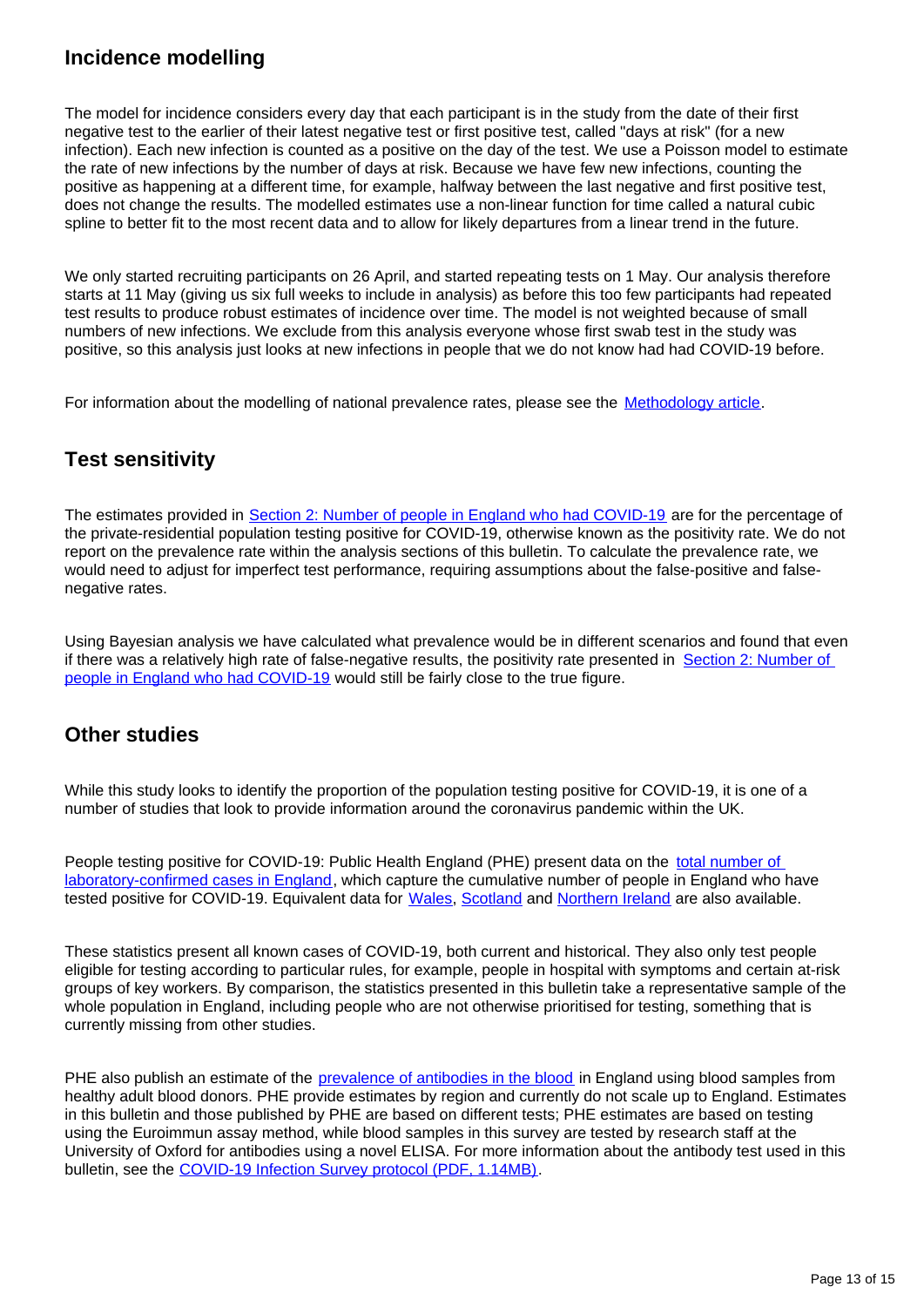## Incidence modelling

The model for incidence considers every day that each participant is in the study from the date of their first negative test to the earlier of their latest negative test or first positive test, called "days at risk" (for a new infection). Each new infection is counted as a positive on the day of the test. We use a Poisson model to estimate the rate of new infections by the number of days at risk. Because we have few new infections, counting the positive as happening at a different time, for example, halfway between the last negative and first positive test, does not change the results. The modelled estimates use a non-linear function for time called a natural cubic spline to better fit to the most recent data and to allow for likely departures from a linear trend in the future.

We only started recruiting participants on 26 April, and started repeating tests on 1 May. Our analysis therefore starts at 11 May (giving us six full weeks to include in analysis) as before this too few participants had repeated test results to produce robust estimates of incidence over time. The model is not weighted because of small numbers of new infections. We exclude from this analysis everyone whose first swab test in the study was positive, so this analysis just looks at new infections in people that we do not know had had COVID-19 before.

For information about the modelling of national prevalence rates, please see the Methodology article.

## Test sensitivity

The estimates provided in Section 2: Number of people in England who had COVID-19 are for the percentage of the private-residential population testing positive for COVID-19, otherwise known as the positivity rate. We do not report on the prevalence rate within the analysis sections of this bulletin. To calculate the prevalence rate, we would need to adjust for imperfect test performance, requiring assumptions about the false-positive and false-negative rates.

Using Bayesian analysis we have calculated what prevalence would be in different scenarios and found that even if there was a relatively high rate of false-negative results, the positivity rate presented in Section 2: Number of people in England who had COVID-19 would still be fairly close to the true figure.

## Other studies

While this study looks to identify the proportion of the population testing positive for COVID-19, it is one of a number of studies that look to provide information around the coronavirus pandemic within the UK.

People testing positive for COVID-19: Public Health England (PHE) present data on the total number of laboratory-confirmed cases in England, which capture the cumulative number of people in England who have tested positive for COVID-19. Equivalent data for Wales, Scotland and Northern Ireland are also available.

These statistics present all known cases of COVID-19, both current and historical. They also only test people eligible for testing according to particular rules, for example, people in hospital with symptoms and certain at-risk groups of key workers. By comparison, the statistics presented in this bulletin take a representative sample of the whole population in England, including people who are not otherwise prioritised for testing, something that is currently missing from other studies.

PHE also publish an estimate of the prevalence of antibodies in the blood in England using blood samples from healthy adult blood donors. PHE provide estimates by region and currently do not scale up to England. Estimates in this bulletin and those published by PHE are based on different tests; PHE estimates are based on testing using the Euroimmun assay method, while blood samples in this survey are tested by research staff at the University of Oxford for antibodies using a novel ELISA. For more information about the antibody test used in this bulletin, see the COVID-19 Infection Survey protocol (PDF, 1.14MB).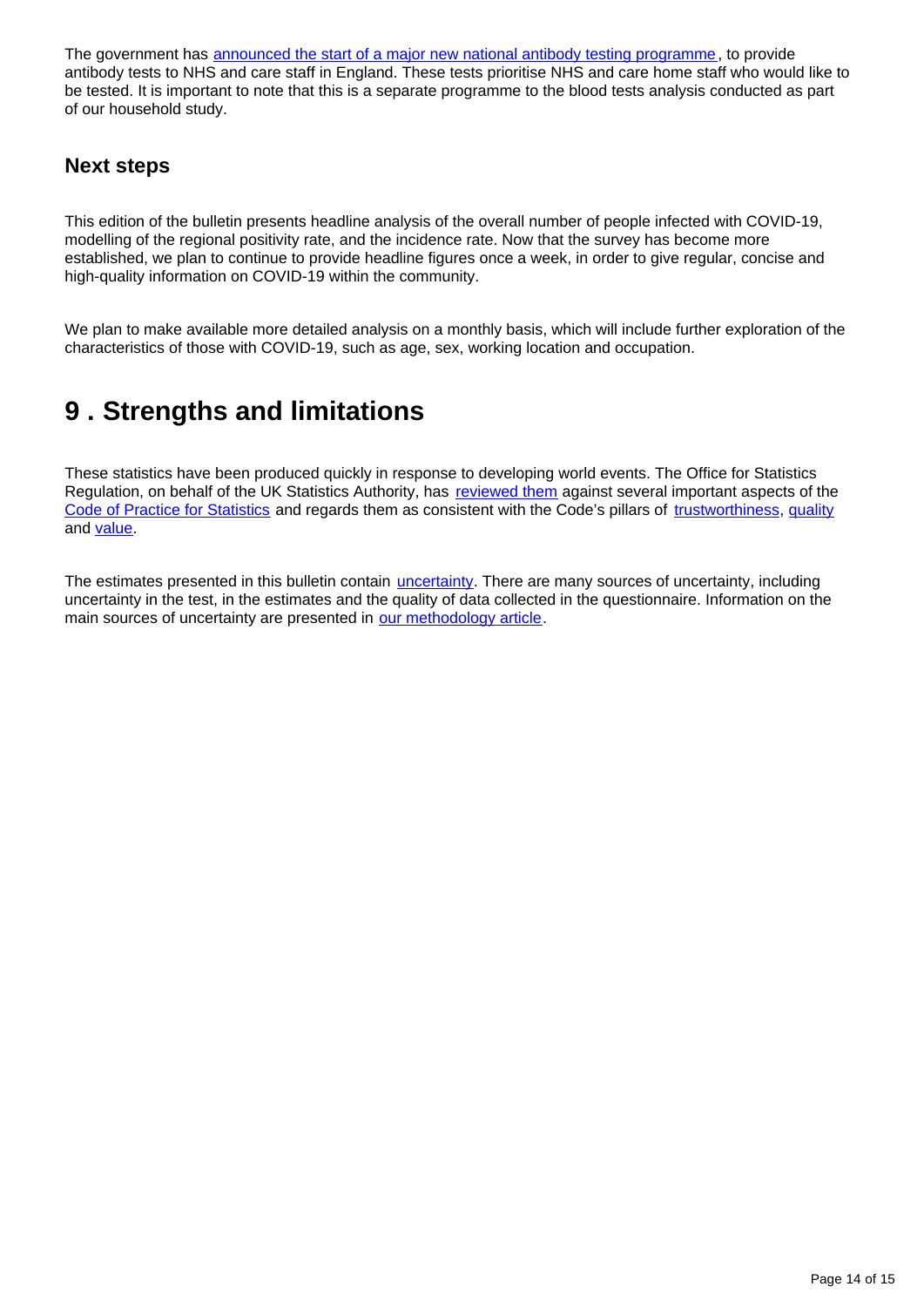The government has announced the start of a major new national antibody testing programme, to provide antibody tests to NHS and care staff in England. These tests prioritise NHS and care home staff who would like to be tested. It is important to note that this is a separate programme to the blood tests analysis conducted as part of our household study.

### Next steps

This edition of the bulletin presents headline analysis of the overall number of people infected with COVID-19, modelling of the regional positivity rate, and the incidence rate. Now that the survey has become more established, we plan to continue to provide headline figures once a week, in order to give regular, concise and high-quality information on COVID-19 within the community.

We plan to make available more detailed analysis on a monthly basis, which will include further exploration of the characteristics of those with COVID-19, such as age, sex, working location and occupation.

## 9 . Strengths and limitations

These statistics have been produced quickly in response to developing world events. The Office for Statistics Regulation, on behalf of the UK Statistics Authority, has reviewed them against several important aspects of the Code of Practice for Statistics and regards them as consistent with the Code's pillars of trustworthiness, quality and value.

The estimates presented in this bulletin contain uncertainty. There are many sources of uncertainty, including uncertainty in the test, in the estimates and the quality of data collected in the questionnaire. Information on the main sources of uncertainty are presented in our methodology article.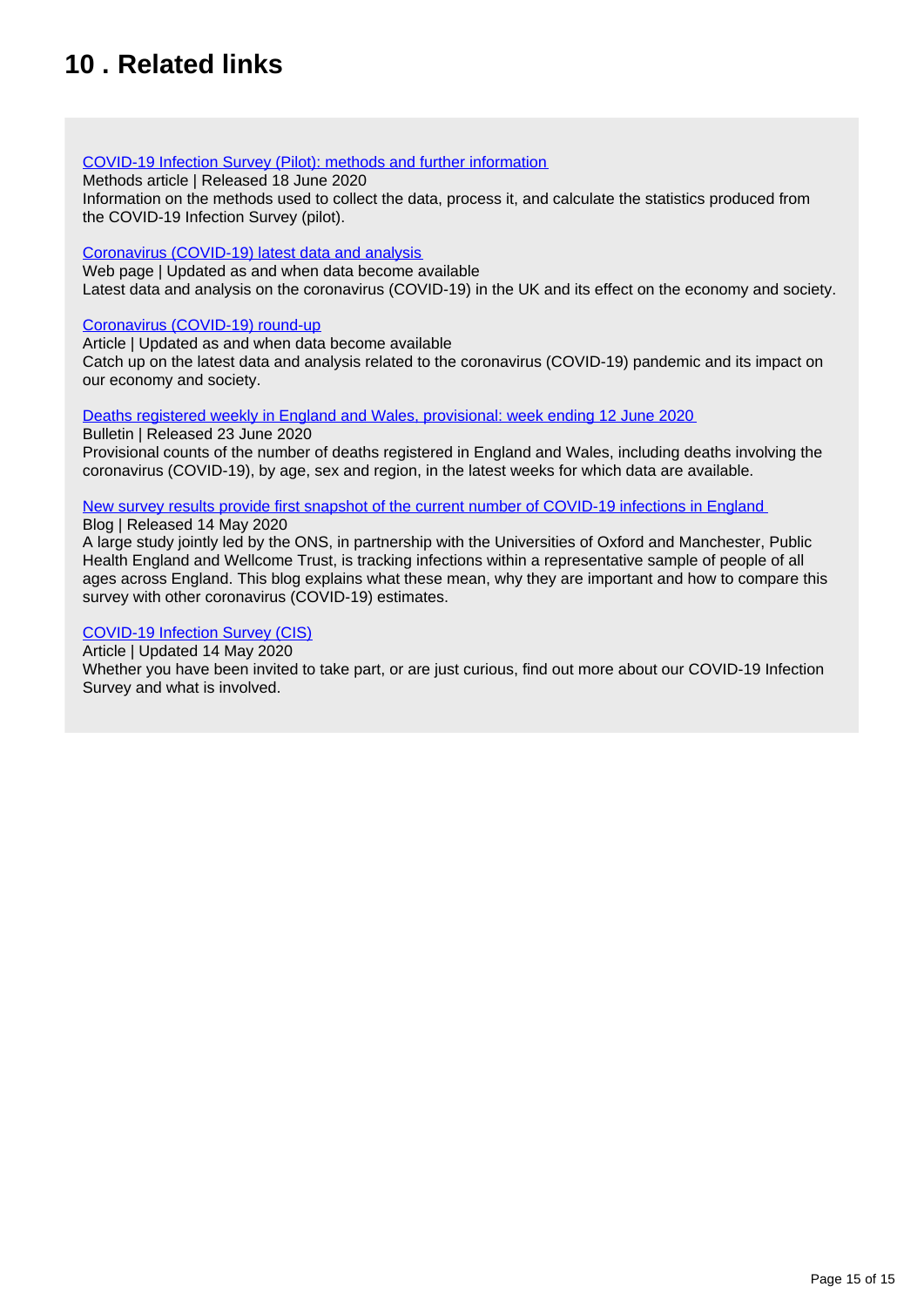## 10 . Related links

[COVID-19 Infection Survey (Pilot): methods and further information]
Methods article | Released 18 June 2020
Information on the methods used to collect the data, process it, and calculate the statistics produced from the COVID-19 Infection Survey (pilot).

[Coronavirus (COVID-19) latest data and analysis]
Web page | Updated as and when data become available
Latest data and analysis on the coronavirus (COVID-19) in the UK and its effect on the economy and society.

[Coronavirus (COVID-19) round-up]
Article | Updated as and when data become available
Catch up on the latest data and analysis related to the coronavirus (COVID-19) pandemic and its impact on our economy and society.

[Deaths registered weekly in England and Wales, provisional: week ending 12 June 2020]
Bulletin | Released 23 June 2020
Provisional counts of the number of deaths registered in England and Wales, including deaths involving the coronavirus (COVID-19), by age, sex and region, in the latest weeks for which data are available.

[New survey results provide first snapshot of the current number of COVID-19 infections in England]
Blog | Released 14 May 2020
A large study jointly led by the ONS, in partnership with the Universities of Oxford and Manchester, Public Health England and Wellcome Trust, is tracking infections within a representative sample of people of all ages across England. This blog explains what these mean, why they are important and how to compare this survey with other coronavirus (COVID-19) estimates.

[COVID-19 Infection Survey (CIS)]
Article | Updated 14 May 2020
Whether you have been invited to take part, or are just curious, find out more about our COVID-19 Infection Survey and what is involved.